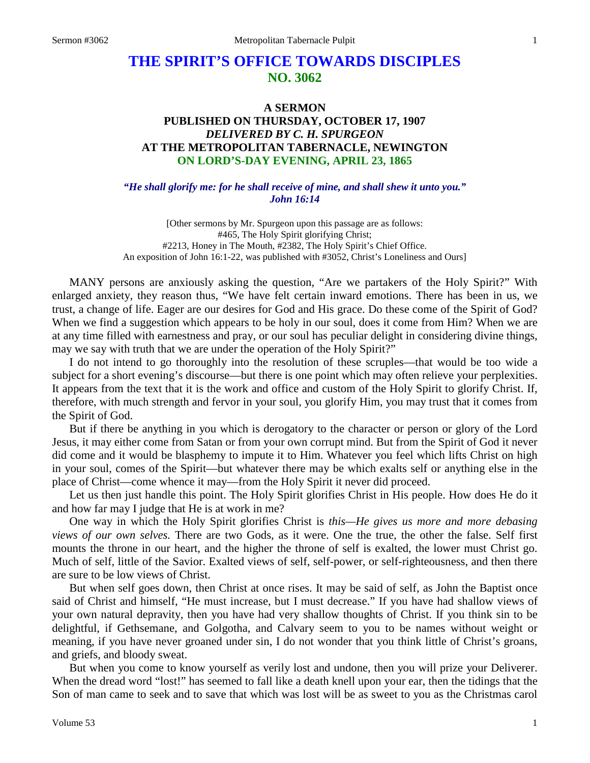# THE SPIRIT'S OFFICE TOWARDS DISCIPLES
## NO. 3062

### A SERMON
### PUBLISHED ON THURSDAY, OCTOBER 17, 1907
### *DELIVERED BY C. H. SPURGEON*
### AT THE METROPOLITAN TABERNACLE, NEWINGTON
### ON LORD'S-DAY EVENING, APRIL 23, 1865

***"He shall glorify me: for he shall receive of mine, and shall shew it unto you." John 16:14***

[Other sermons by Mr. Spurgeon upon this passage are as follows:
#465, The Holy Spirit glorifying Christ;
#2213, Honey in The Mouth, #2382, The Holy Spirit's Chief Office.
An exposition of John 16:1-22, was published with #3052, Christ's Loneliness and Ours]

MANY persons are anxiously asking the question, "Are we partakers of the Holy Spirit?" With enlarged anxiety, they reason thus, "We have felt certain inward emotions. There has been in us, we trust, a change of life. Eager are our desires for God and His grace. Do these come of the Spirit of God? When we find a suggestion which appears to be holy in our soul, does it come from Him? When we are at any time filled with earnestness and pray, or our soul has peculiar delight in considering divine things, may we say with truth that we are under the operation of the Holy Spirit?"

I do not intend to go thoroughly into the resolution of these scruples—that would be too wide a subject for a short evening's discourse—but there is one point which may often relieve your perplexities. It appears from the text that it is the work and office and custom of the Holy Spirit to glorify Christ. If, therefore, with much strength and fervor in your soul, you glorify Him, you may trust that it comes from the Spirit of God.

But if there be anything in you which is derogatory to the character or person or glory of the Lord Jesus, it may either come from Satan or from your own corrupt mind. But from the Spirit of God it never did come and it would be blasphemy to impute it to Him. Whatever you feel which lifts Christ on high in your soul, comes of the Spirit—but whatever there may be which exalts self or anything else in the place of Christ—come whence it may—from the Holy Spirit it never did proceed.

Let us then just handle this point. The Holy Spirit glorifies Christ in His people. How does He do it and how far may I judge that He is at work in me?

One way in which the Holy Spirit glorifies Christ is *this—He gives us more and more debasing views of our own selves.* There are two Gods, as it were. One the true, the other the false. Self first mounts the throne in our heart, and the higher the throne of self is exalted, the lower must Christ go. Much of self, little of the Savior. Exalted views of self, self-power, or self-righteousness, and then there are sure to be low views of Christ.

But when self goes down, then Christ at once rises. It may be said of self, as John the Baptist once said of Christ and himself, "He must increase, but I must decrease." If you have had shallow views of your own natural depravity, then you have had very shallow thoughts of Christ. If you think sin to be delightful, if Gethsemane, and Golgotha, and Calvary seem to you to be names without weight or meaning, if you have never groaned under sin, I do not wonder that you think little of Christ's groans, and griefs, and bloody sweat.

But when you come to know yourself as verily lost and undone, then you will prize your Deliverer. When the dread word "lost!" has seemed to fall like a death knell upon your ear, then the tidings that the Son of man came to seek and to save that which was lost will be as sweet to you as the Christmas carol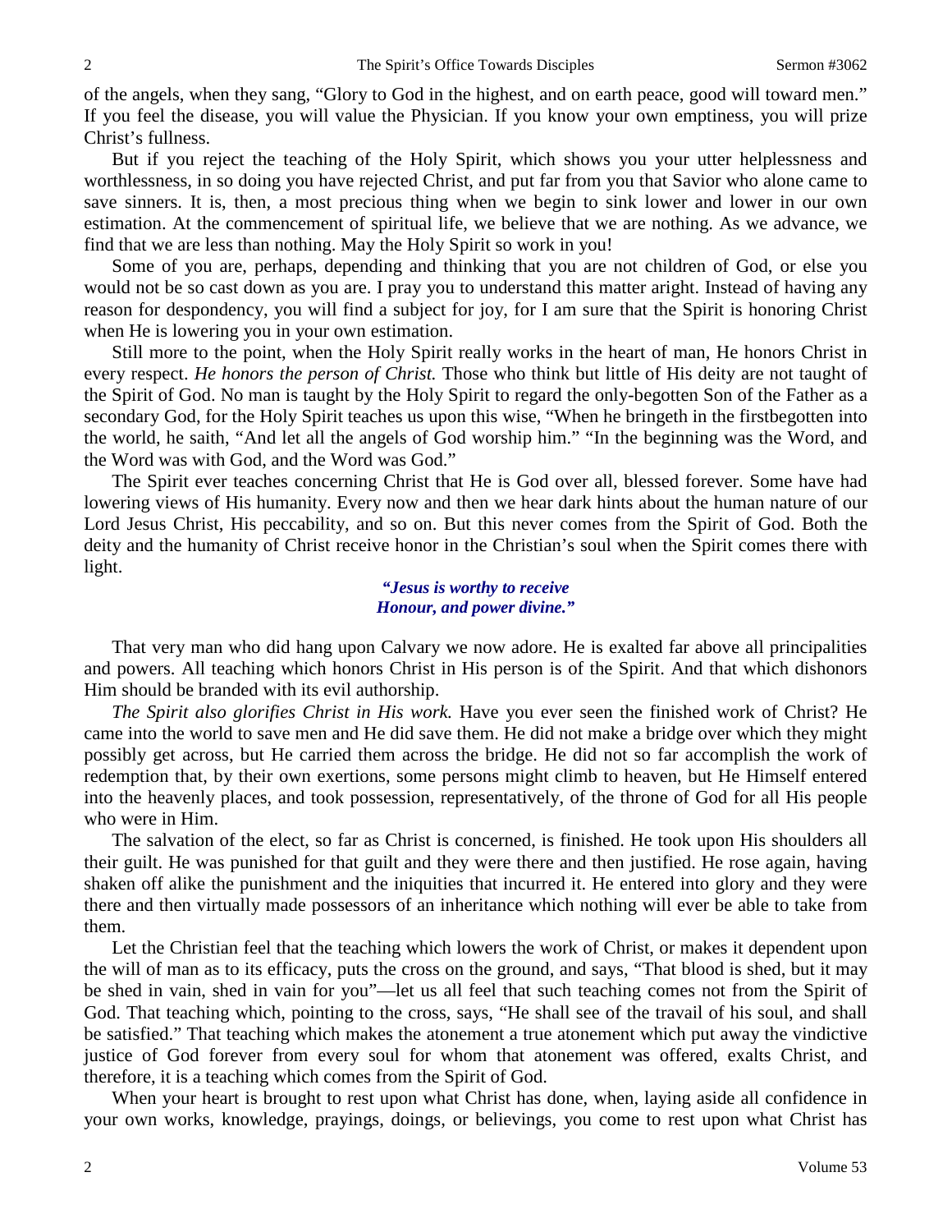of the angels, when they sang, "Glory to God in the highest, and on earth peace, good will toward men." If you feel the disease, you will value the Physician. If you know your own emptiness, you will prize Christ's fullness.

But if you reject the teaching of the Holy Spirit, which shows you your utter helplessness and worthlessness, in so doing you have rejected Christ, and put far from you that Savior who alone came to save sinners. It is, then, a most precious thing when we begin to sink lower and lower in our own estimation. At the commencement of spiritual life, we believe that we are nothing. As we advance, we find that we are less than nothing. May the Holy Spirit so work in you!

Some of you are, perhaps, depending and thinking that you are not children of God, or else you would not be so cast down as you are. I pray you to understand this matter aright. Instead of having any reason for despondency, you will find a subject for joy, for I am sure that the Spirit is honoring Christ when He is lowering you in your own estimation.

Still more to the point, when the Holy Spirit really works in the heart of man, He honors Christ in every respect. *He honors the person of Christ.* Those who think but little of His deity are not taught of the Spirit of God. No man is taught by the Holy Spirit to regard the only-begotten Son of the Father as a secondary God, for the Holy Spirit teaches us upon this wise, "When he bringeth in the firstbegotten into the world, he saith, "And let all the angels of God worship him." "In the beginning was the Word, and the Word was with God, and the Word was God."

The Spirit ever teaches concerning Christ that He is God over all, blessed forever. Some have had lowering views of His humanity. Every now and then we hear dark hints about the human nature of our Lord Jesus Christ, His peccability, and so on. But this never comes from the Spirit of God. Both the deity and the humanity of Christ receive honor in the Christian's soul when the Spirit comes there with light.

> ***"Jesus is worthy to receive***
> ***Honour, and power divine."***

That very man who did hang upon Calvary we now adore. He is exalted far above all principalities and powers. All teaching which honors Christ in His person is of the Spirit. And that which dishonors Him should be branded with its evil authorship.

*The Spirit also glorifies Christ in His work.* Have you ever seen the finished work of Christ? He came into the world to save men and He did save them. He did not make a bridge over which they might possibly get across, but He carried them across the bridge. He did not so far accomplish the work of redemption that, by their own exertions, some persons might climb to heaven, but He Himself entered into the heavenly places, and took possession, representatively, of the throne of God for all His people who were in Him.

The salvation of the elect, so far as Christ is concerned, is finished. He took upon His shoulders all their guilt. He was punished for that guilt and they were there and then justified. He rose again, having shaken off alike the punishment and the iniquities that incurred it. He entered into glory and they were there and then virtually made possessors of an inheritance which nothing will ever be able to take from them.

Let the Christian feel that the teaching which lowers the work of Christ, or makes it dependent upon the will of man as to its efficacy, puts the cross on the ground, and says, "That blood is shed, but it may be shed in vain, shed in vain for you"—let us all feel that such teaching comes not from the Spirit of God. That teaching which, pointing to the cross, says, "He shall see of the travail of his soul, and shall be satisfied." That teaching which makes the atonement a true atonement which put away the vindictive justice of God forever from every soul for whom that atonement was offered, exalts Christ, and therefore, it is a teaching which comes from the Spirit of God.

When your heart is brought to rest upon what Christ has done, when, laying aside all confidence in your own works, knowledge, prayings, doings, or believings, you come to rest upon what Christ has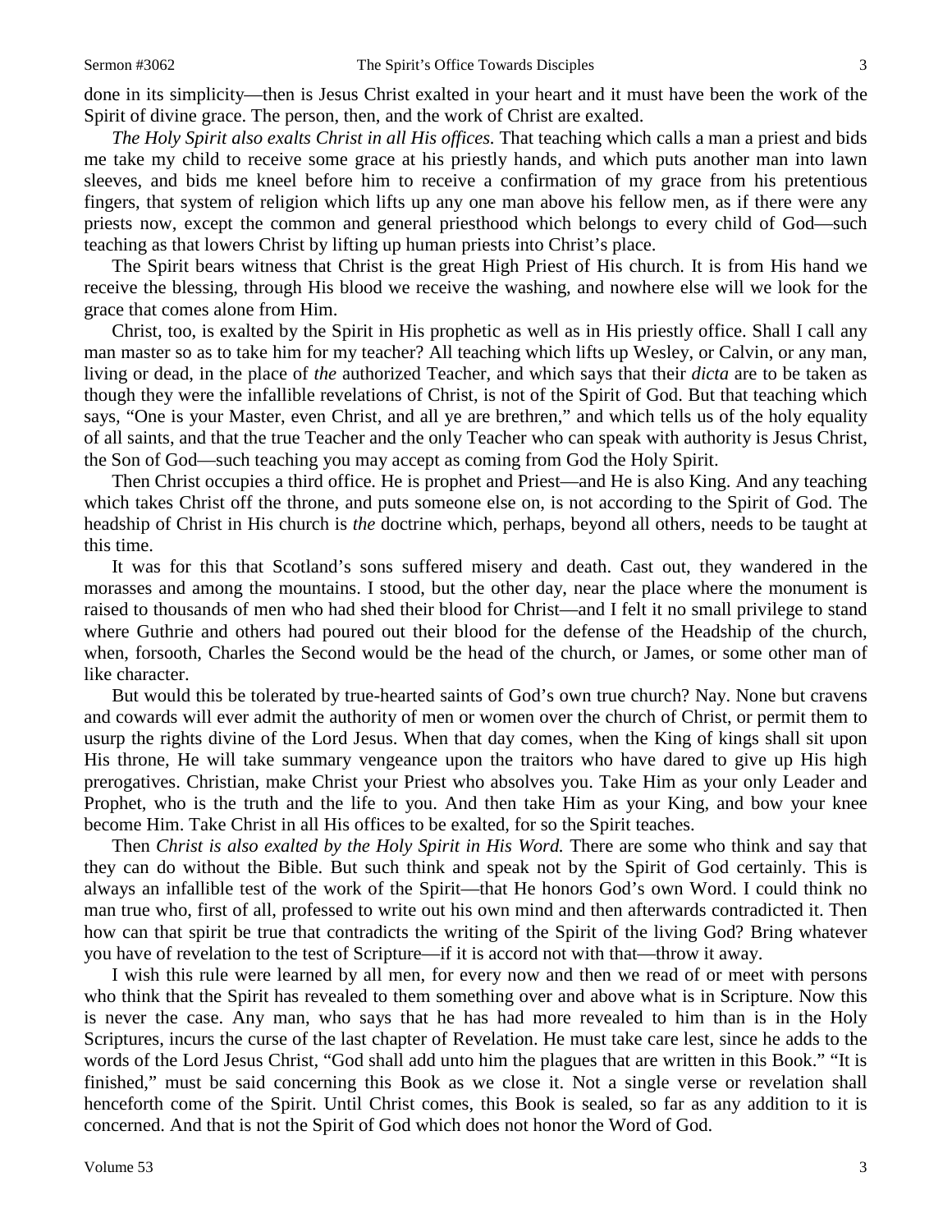done in its simplicity—then is Jesus Christ exalted in your heart and it must have been the work of the Spirit of divine grace. The person, then, and the work of Christ are exalted.

*The Holy Spirit also exalts Christ in all His offices.* That teaching which calls a man a priest and bids me take my child to receive some grace at his priestly hands, and which puts another man into lawn sleeves, and bids me kneel before him to receive a confirmation of my grace from his pretentious fingers, that system of religion which lifts up any one man above his fellow men, as if there were any priests now, except the common and general priesthood which belongs to every child of God—such teaching as that lowers Christ by lifting up human priests into Christ's place.

The Spirit bears witness that Christ is the great High Priest of His church. It is from His hand we receive the blessing, through His blood we receive the washing, and nowhere else will we look for the grace that comes alone from Him.

Christ, too, is exalted by the Spirit in His prophetic as well as in His priestly office. Shall I call any man master so as to take him for my teacher? All teaching which lifts up Wesley, or Calvin, or any man, living or dead, in the place of *the* authorized Teacher, and which says that their *dicta* are to be taken as though they were the infallible revelations of Christ, is not of the Spirit of God. But that teaching which says, "One is your Master, even Christ, and all ye are brethren," and which tells us of the holy equality of all saints, and that the true Teacher and the only Teacher who can speak with authority is Jesus Christ, the Son of God—such teaching you may accept as coming from God the Holy Spirit.

Then Christ occupies a third office. He is prophet and Priest—and He is also King. And any teaching which takes Christ off the throne, and puts someone else on, is not according to the Spirit of God. The headship of Christ in His church is *the* doctrine which, perhaps, beyond all others, needs to be taught at this time.

It was for this that Scotland's sons suffered misery and death. Cast out, they wandered in the morasses and among the mountains. I stood, but the other day, near the place where the monument is raised to thousands of men who had shed their blood for Christ—and I felt it no small privilege to stand where Guthrie and others had poured out their blood for the defense of the Headship of the church, when, forsooth, Charles the Second would be the head of the church, or James, or some other man of like character.

But would this be tolerated by true-hearted saints of God's own true church? Nay. None but cravens and cowards will ever admit the authority of men or women over the church of Christ, or permit them to usurp the rights divine of the Lord Jesus. When that day comes, when the King of kings shall sit upon His throne, He will take summary vengeance upon the traitors who have dared to give up His high prerogatives. Christian, make Christ your Priest who absolves you. Take Him as your only Leader and Prophet, who is the truth and the life to you. And then take Him as your King, and bow your knee become Him. Take Christ in all His offices to be exalted, for so the Spirit teaches.

Then *Christ is also exalted by the Holy Spirit in His Word.* There are some who think and say that they can do without the Bible. But such think and speak not by the Spirit of God certainly. This is always an infallible test of the work of the Spirit—that He honors God's own Word. I could think no man true who, first of all, professed to write out his own mind and then afterwards contradicted it. Then how can that spirit be true that contradicts the writing of the Spirit of the living God? Bring whatever you have of revelation to the test of Scripture—if it is accord not with that—throw it away.

I wish this rule were learned by all men, for every now and then we read of or meet with persons who think that the Spirit has revealed to them something over and above what is in Scripture. Now this is never the case. Any man, who says that he has had more revealed to him than is in the Holy Scriptures, incurs the curse of the last chapter of Revelation. He must take care lest, since he adds to the words of the Lord Jesus Christ, "God shall add unto him the plagues that are written in this Book." "It is finished," must be said concerning this Book as we close it. Not a single verse or revelation shall henceforth come of the Spirit. Until Christ comes, this Book is sealed, so far as any addition to it is concerned. And that is not the Spirit of God which does not honor the Word of God.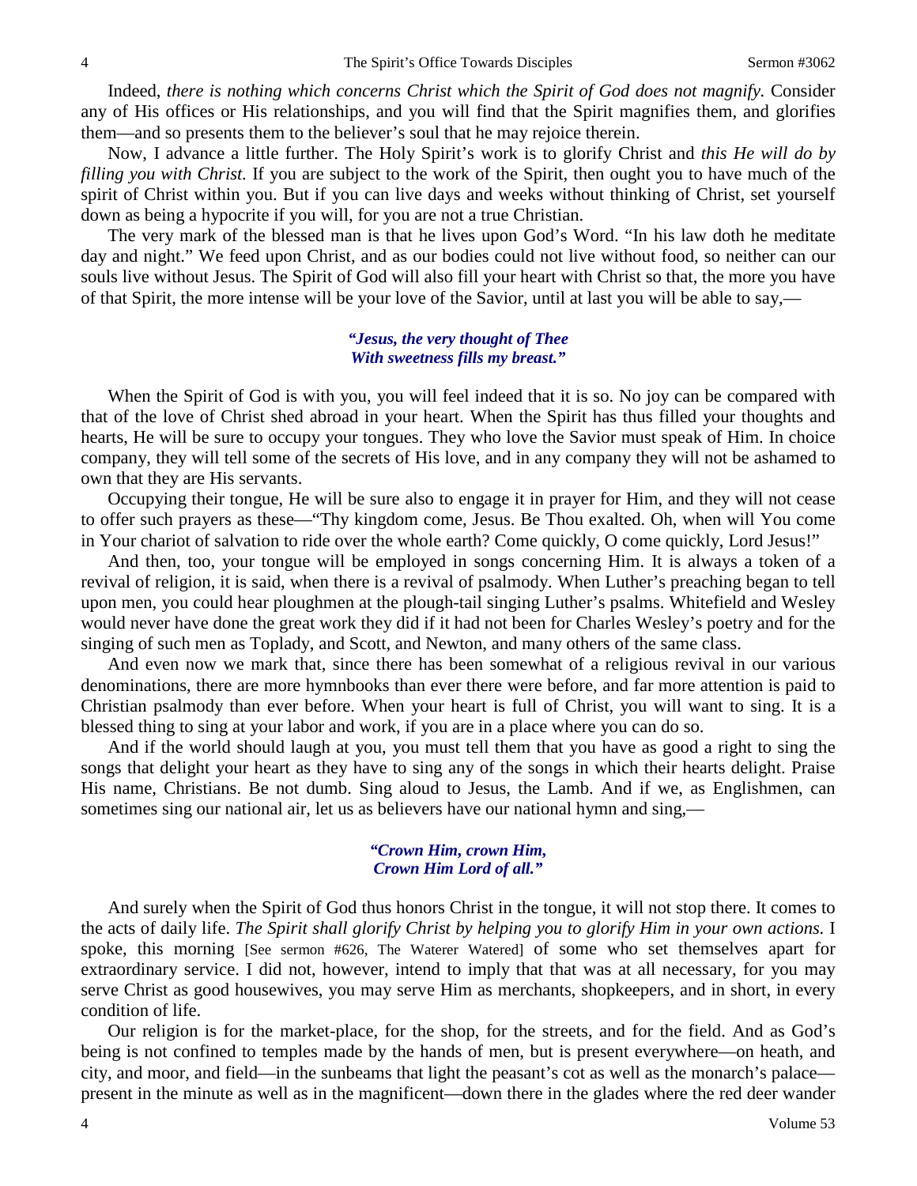Indeed, *there is nothing which concerns Christ which the Spirit of God does not magnify.* Consider any of His offices or His relationships, and you will find that the Spirit magnifies them, and glorifies them—and so presents them to the believer's soul that he may rejoice therein.

Now, I advance a little further. The Holy Spirit's work is to glorify Christ and *this He will do by filling you with Christ.* If you are subject to the work of the Spirit, then ought you to have much of the spirit of Christ within you. But if you can live days and weeks without thinking of Christ, set yourself down as being a hypocrite if you will, for you are not a true Christian.

The very mark of the blessed man is that he lives upon God's Word. "In his law doth he meditate day and night." We feed upon Christ, and as our bodies could not live without food, so neither can our souls live without Jesus. The Spirit of God will also fill your heart with Christ so that, the more you have of that Spirit, the more intense will be your love of the Savior, until at last you will be able to say,—

> ***"Jesus, the very thought of Thee***
> ***With sweetness fills my breast."***

When the Spirit of God is with you, you will feel indeed that it is so. No joy can be compared with that of the love of Christ shed abroad in your heart. When the Spirit has thus filled your thoughts and hearts, He will be sure to occupy your tongues. They who love the Savior must speak of Him. In choice company, they will tell some of the secrets of His love, and in any company they will not be ashamed to own that they are His servants.

Occupying their tongue, He will be sure also to engage it in prayer for Him, and they will not cease to offer such prayers as these—"Thy kingdom come, Jesus. Be Thou exalted. Oh, when will You come in Your chariot of salvation to ride over the whole earth? Come quickly, O come quickly, Lord Jesus!"

And then, too, your tongue will be employed in songs concerning Him. It is always a token of a revival of religion, it is said, when there is a revival of psalmody. When Luther's preaching began to tell upon men, you could hear ploughmen at the plough-tail singing Luther's psalms. Whitefield and Wesley would never have done the great work they did if it had not been for Charles Wesley's poetry and for the singing of such men as Toplady, and Scott, and Newton, and many others of the same class.

And even now we mark that, since there has been somewhat of a religious revival in our various denominations, there are more hymnbooks than ever there were before, and far more attention is paid to Christian psalmody than ever before. When your heart is full of Christ, you will want to sing. It is a blessed thing to sing at your labor and work, if you are in a place where you can do so.

And if the world should laugh at you, you must tell them that you have as good a right to sing the songs that delight your heart as they have to sing any of the songs in which their hearts delight. Praise His name, Christians. Be not dumb. Sing aloud to Jesus, the Lamb. And if we, as Englishmen, can sometimes sing our national air, let us as believers have our national hymn and sing,—

> ***"Crown Him, crown Him,***
> ***Crown Him Lord of all."***

And surely when the Spirit of God thus honors Christ in the tongue, it will not stop there. It comes to the acts of daily life. *The Spirit shall glorify Christ by helping you to glorify Him in your own actions.* I spoke, this morning [See sermon #626, The Waterer Watered] of some who set themselves apart for extraordinary service. I did not, however, intend to imply that that was at all necessary, for you may serve Christ as good housewives, you may serve Him as merchants, shopkeepers, and in short, in every condition of life.

Our religion is for the market-place, for the shop, for the streets, and for the field. And as God's being is not confined to temples made by the hands of men, but is present everywhere—on heath, and city, and moor, and field—in the sunbeams that light the peasant's cot as well as the monarch's palace—present in the minute as well as in the magnificent—down there in the glades where the red deer wander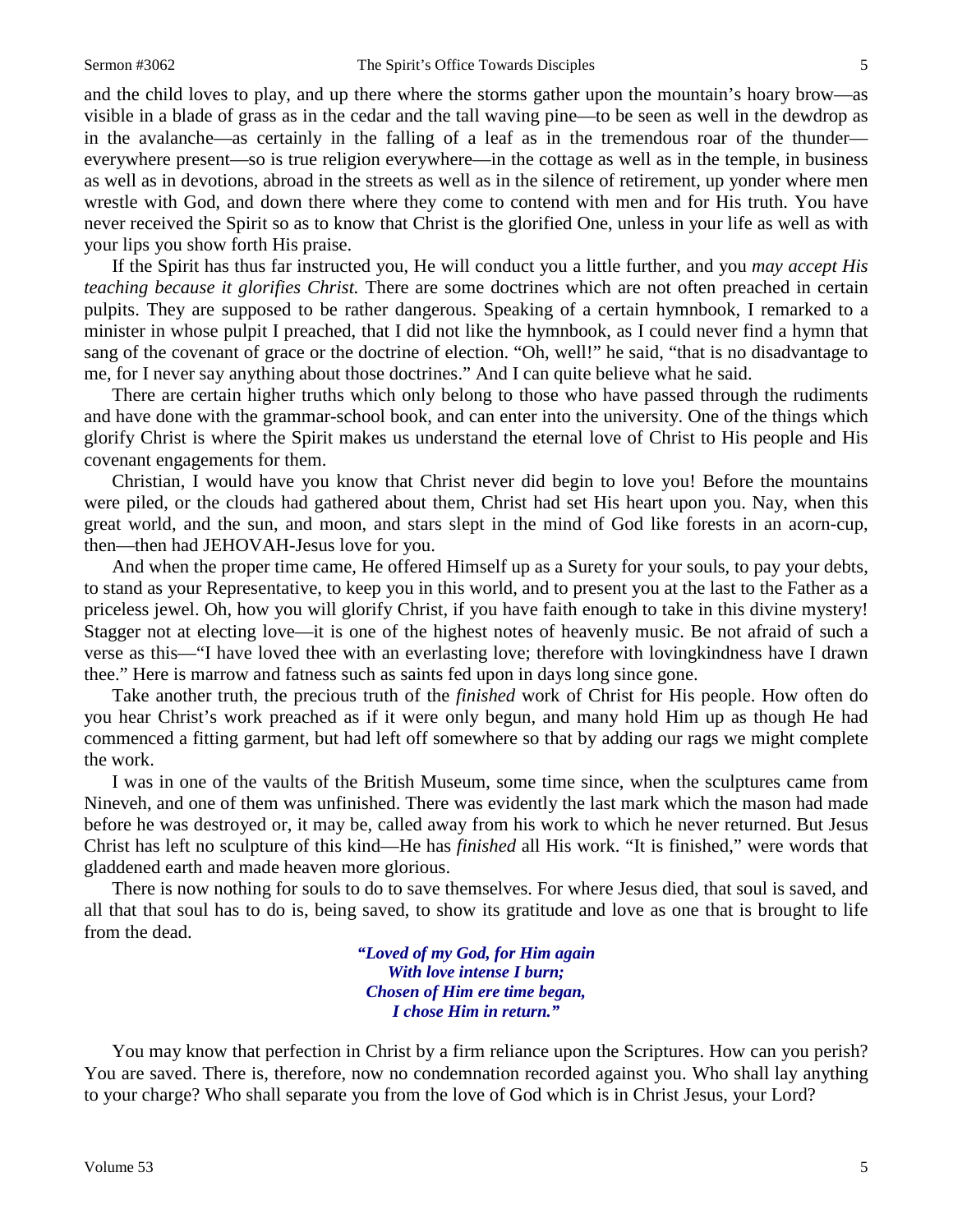and the child loves to play, and up there where the storms gather upon the mountain's hoary brow—as visible in a blade of grass as in the cedar and the tall waving pine—to be seen as well in the dewdrop as in the avalanche—as certainly in the falling of a leaf as in the tremendous roar of the thunder—everywhere present—so is true religion everywhere—in the cottage as well as in the temple, in business as well as in devotions, abroad in the streets as well as in the silence of retirement, up yonder where men wrestle with God, and down there where they come to contend with men and for His truth. You have never received the Spirit so as to know that Christ is the glorified One, unless in your life as well as with your lips you show forth His praise.

If the Spirit has thus far instructed you, He will conduct you a little further, and you *may accept His teaching because it glorifies Christ.* There are some doctrines which are not often preached in certain pulpits. They are supposed to be rather dangerous. Speaking of a certain hymnbook, I remarked to a minister in whose pulpit I preached, that I did not like the hymnbook, as I could never find a hymn that sang of the covenant of grace or the doctrine of election. "Oh, well!" he said, "that is no disadvantage to me, for I never say anything about those doctrines." And I can quite believe what he said.

There are certain higher truths which only belong to those who have passed through the rudiments and have done with the grammar-school book, and can enter into the university. One of the things which glorify Christ is where the Spirit makes us understand the eternal love of Christ to His people and His covenant engagements for them.

Christian, I would have you know that Christ never did begin to love you! Before the mountains were piled, or the clouds had gathered about them, Christ had set His heart upon you. Nay, when this great world, and the sun, and moon, and stars slept in the mind of God like forests in an acorn-cup, then—then had JEHOVAH-Jesus love for you.

And when the proper time came, He offered Himself up as a Surety for your souls, to pay your debts, to stand as your Representative, to keep you in this world, and to present you at the last to the Father as a priceless jewel. Oh, how you will glorify Christ, if you have faith enough to take in this divine mystery! Stagger not at electing love—it is one of the highest notes of heavenly music. Be not afraid of such a verse as this—"I have loved thee with an everlasting love; therefore with lovingkindness have I drawn thee." Here is marrow and fatness such as saints fed upon in days long since gone.

Take another truth, the precious truth of the *finished* work of Christ for His people. How often do you hear Christ's work preached as if it were only begun, and many hold Him up as though He had commenced a fitting garment, but had left off somewhere so that by adding our rags we might complete the work.

I was in one of the vaults of the British Museum, some time since, when the sculptures came from Nineveh, and one of them was unfinished. There was evidently the last mark which the mason had made before he was destroyed or, it may be, called away from his work to which he never returned. But Jesus Christ has left no sculpture of this kind—He has *finished* all His work. "It is finished," were words that gladdened earth and made heaven more glorious.

There is now nothing for souls to do to save themselves. For where Jesus died, that soul is saved, and all that that soul has to do is, being saved, to show its gratitude and love as one that is brought to life from the dead.

> ***"Loved of my God, for Him again***
> ***With love intense I burn;***
> ***Chosen of Him ere time began,***
> ***I chose Him in return."***

You may know that perfection in Christ by a firm reliance upon the Scriptures. How can you perish? You are saved. There is, therefore, now no condemnation recorded against you. Who shall lay anything to your charge? Who shall separate you from the love of God which is in Christ Jesus, your Lord?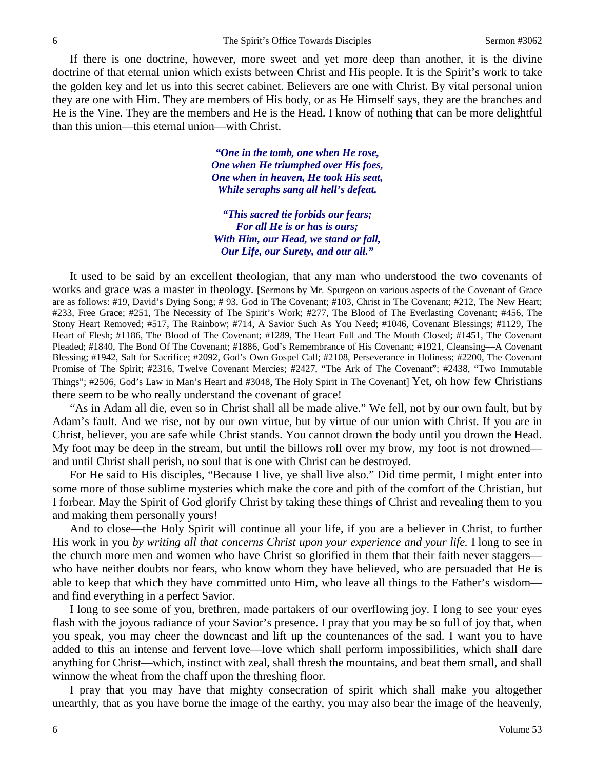If there is one doctrine, however, more sweet and yet more deep than another, it is the divine doctrine of that eternal union which exists between Christ and His people. It is the Spirit's work to take the golden key and let us into this secret cabinet. Believers are one with Christ. By vital personal union they are one with Him. They are members of His body, or as He Himself says, they are the branches and He is the Vine. They are the members and He is the Head. I know of nothing that can be more delightful than this union—this eternal union—with Christ.

> ***"One in the tomb, one when He rose,***
> ***One when He triumphed over His foes,***
> ***One when in heaven, He took His seat,***
> ***While seraphs sang all hell's defeat.***
>
> ***"This sacred tie forbids our fears;***
> ***For all He is or has is ours;***
> ***With Him, our Head, we stand or fall,***
> ***Our Life, our Surety, and our all."***

It used to be said by an excellent theologian, that any man who understood the two covenants of works and grace was a master in theology. [Sermons by Mr. Spurgeon on various aspects of the Covenant of Grace are as follows: #19, David's Dying Song; # 93, God in The Covenant; #103, Christ in The Covenant; #212, The New Heart; #233, Free Grace; #251, The Necessity of The Spirit's Work; #277, The Blood of The Everlasting Covenant; #456, The Stony Heart Removed; #517, The Rainbow; #714, A Savior Such As You Need; #1046, Covenant Blessings; #1129, The Heart of Flesh; #1186, The Blood of The Covenant; #1289, The Heart Full and The Mouth Closed; #1451, The Covenant Pleaded; #1840, The Bond Of The Covenant; #1886, God's Remembrance of His Covenant; #1921, Cleansing—A Covenant Blessing; #1942, Salt for Sacrifice; #2092, God's Own Gospel Call; #2108, Perseverance in Holiness; #2200, The Covenant Promise of The Spirit; #2316, Twelve Covenant Mercies; #2427, "The Ark of The Covenant"; #2438, "Two Immutable Things"; #2506, God's Law in Man's Heart and #3048, The Holy Spirit in The Covenant] Yet, oh how few Christians there seem to be who really understand the covenant of grace!

"As in Adam all die, even so in Christ shall all be made alive." We fell, not by our own fault, but by Adam's fault. And we rise, not by our own virtue, but by virtue of our union with Christ. If you are in Christ, believer, you are safe while Christ stands. You cannot drown the body until you drown the Head. My foot may be deep in the stream, but until the billows roll over my brow, my foot is not drowned—and until Christ shall perish, no soul that is one with Christ can be destroyed.

For He said to His disciples, "Because I live, ye shall live also." Did time permit, I might enter into some more of those sublime mysteries which make the core and pith of the comfort of the Christian, but I forbear. May the Spirit of God glorify Christ by taking these things of Christ and revealing them to you and making them personally yours!

And to close—the Holy Spirit will continue all your life, if you are a believer in Christ, to further His work in you *by writing all that concerns Christ upon your experience and your life.* I long to see in the church more men and women who have Christ so glorified in them that their faith never staggers—who have neither doubts nor fears, who know whom they have believed, who are persuaded that He is able to keep that which they have committed unto Him, who leave all things to the Father's wisdom—and find everything in a perfect Savior.

I long to see some of you, brethren, made partakers of our overflowing joy. I long to see your eyes flash with the joyous radiance of your Savior's presence. I pray that you may be so full of joy that, when you speak, you may cheer the downcast and lift up the countenances of the sad. I want you to have added to this an intense and fervent love—love which shall perform impossibilities, which shall dare anything for Christ—which, instinct with zeal, shall thresh the mountains, and beat them small, and shall winnow the wheat from the chaff upon the threshing floor.

I pray that you may have that mighty consecration of spirit which shall make you altogether unearthly, that as you have borne the image of the earthy, you may also bear the image of the heavenly,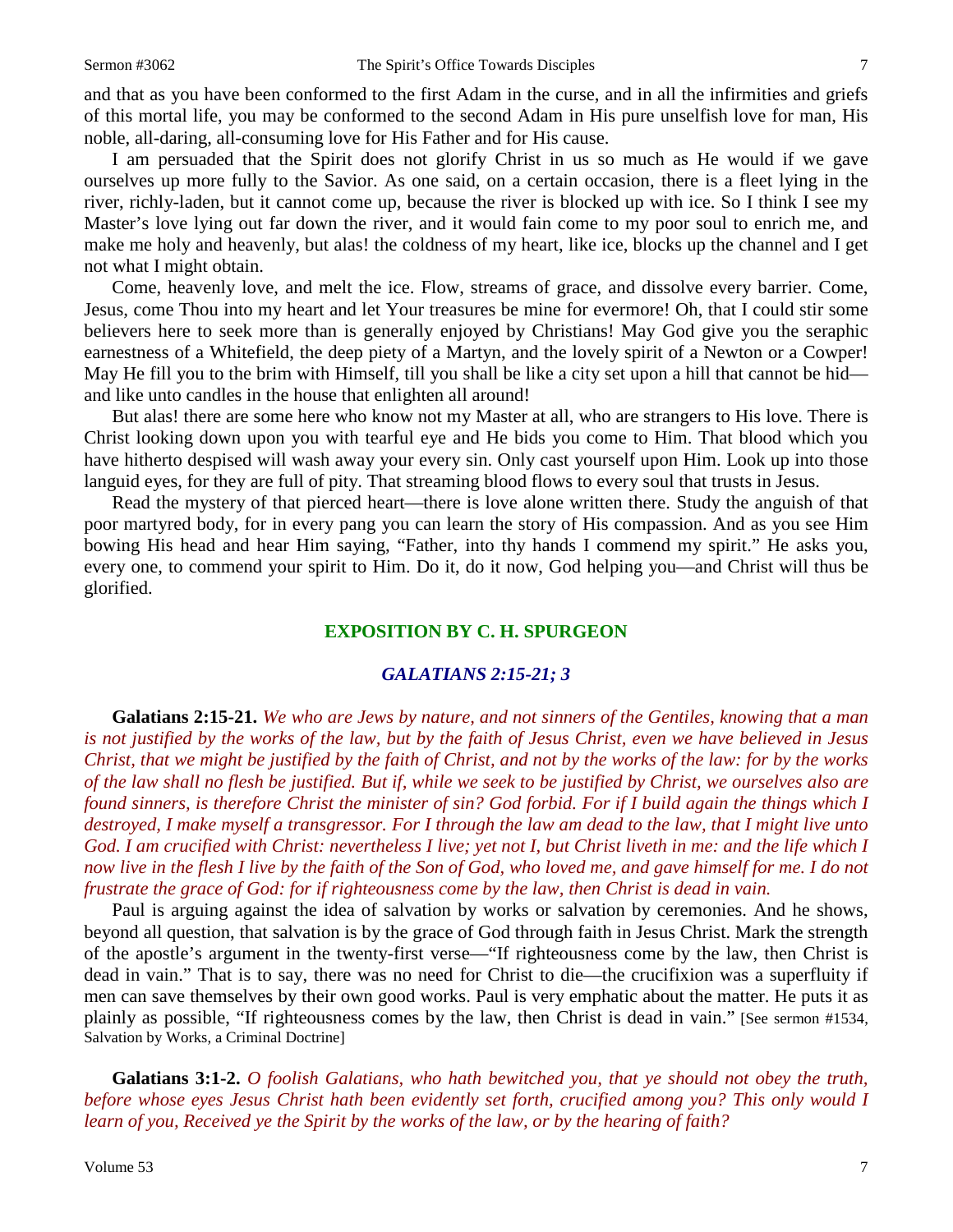and that as you have been conformed to the first Adam in the curse, and in all the infirmities and griefs of this mortal life, you may be conformed to the second Adam in His pure unselfish love for man, His noble, all-daring, all-consuming love for His Father and for His cause.

I am persuaded that the Spirit does not glorify Christ in us so much as He would if we gave ourselves up more fully to the Savior. As one said, on a certain occasion, there is a fleet lying in the river, richly-laden, but it cannot come up, because the river is blocked up with ice. So I think I see my Master's love lying out far down the river, and it would fain come to my poor soul to enrich me, and make me holy and heavenly, but alas! the coldness of my heart, like ice, blocks up the channel and I get not what I might obtain.

Come, heavenly love, and melt the ice. Flow, streams of grace, and dissolve every barrier. Come, Jesus, come Thou into my heart and let Your treasures be mine for evermore! Oh, that I could stir some believers here to seek more than is generally enjoyed by Christians! May God give you the seraphic earnestness of a Whitefield, the deep piety of a Martyn, and the lovely spirit of a Newton or a Cowper! May He fill you to the brim with Himself, till you shall be like a city set upon a hill that cannot be hid—and like unto candles in the house that enlighten all around!

But alas! there are some here who know not my Master at all, who are strangers to His love. There is Christ looking down upon you with tearful eye and He bids you come to Him. That blood which you have hitherto despised will wash away your every sin. Only cast yourself upon Him. Look up into those languid eyes, for they are full of pity. That streaming blood flows to every soul that trusts in Jesus.

Read the mystery of that pierced heart—there is love alone written there. Study the anguish of that poor martyred body, for in every pang you can learn the story of His compassion. And as you see Him bowing His head and hear Him saying, "Father, into thy hands I commend my spirit." He asks you, every one, to commend your spirit to Him. Do it, do it now, God helping you—and Christ will thus be glorified.

## EXPOSITION BY C. H. SPURGEON

### *GALATIANS 2:15-21; 3*

**Galatians 2:15-21.** *We who are Jews by nature, and not sinners of the Gentiles, knowing that a man is not justified by the works of the law, but by the faith of Jesus Christ, even we have believed in Jesus Christ, that we might be justified by the faith of Christ, and not by the works of the law: for by the works of the law shall no flesh be justified. But if, while we seek to be justified by Christ, we ourselves also are found sinners, is therefore Christ the minister of sin? God forbid. For if I build again the things which I destroyed, I make myself a transgressor. For I through the law am dead to the law, that I might live unto God. I am crucified with Christ: nevertheless I live; yet not I, but Christ liveth in me: and the life which I now live in the flesh I live by the faith of the Son of God, who loved me, and gave himself for me. I do not frustrate the grace of God: for if righteousness come by the law, then Christ is dead in vain.*

Paul is arguing against the idea of salvation by works or salvation by ceremonies. And he shows, beyond all question, that salvation is by the grace of God through faith in Jesus Christ. Mark the strength of the apostle's argument in the twenty-first verse—"If righteousness come by the law, then Christ is dead in vain." That is to say, there was no need for Christ to die—the crucifixion was a superfluity if men can save themselves by their own good works. Paul is very emphatic about the matter. He puts it as plainly as possible, "If righteousness comes by the law, then Christ is dead in vain." [See sermon #1534, Salvation by Works, a Criminal Doctrine]

**Galatians 3:1-2.** *O foolish Galatians, who hath bewitched you, that ye should not obey the truth, before whose eyes Jesus Christ hath been evidently set forth, crucified among you? This only would I learn of you, Received ye the Spirit by the works of the law, or by the hearing of faith?*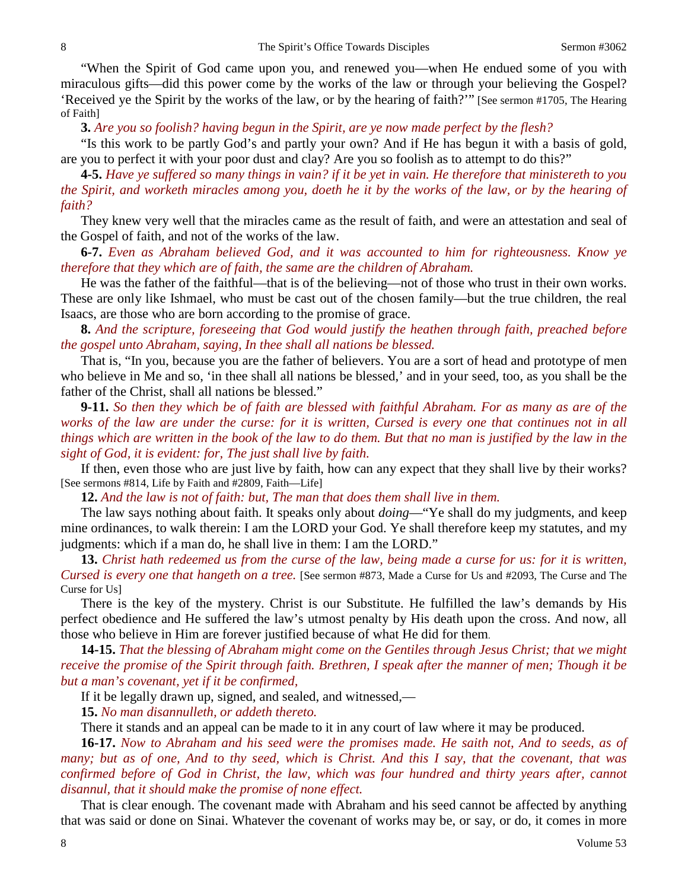"When the Spirit of God came upon you, and renewed you—when He endued some of you with miraculous gifts—did this power come by the works of the law or through your believing the Gospel? 'Received ye the Spirit by the works of the law, or by the hearing of faith?'" [See sermon #1705, The Hearing of Faith]

**3.** *Are you so foolish? having begun in the Spirit, are ye now made perfect by the flesh?*

"Is this work to be partly God's and partly your own? And if He has begun it with a basis of gold, are you to perfect it with your poor dust and clay? Are you so foolish as to attempt to do this?"

**4-5.** *Have ye suffered so many things in vain? if it be yet in vain. He therefore that ministereth to you the Spirit, and worketh miracles among you, doeth he it by the works of the law, or by the hearing of faith?*

They knew very well that the miracles came as the result of faith, and were an attestation and seal of the Gospel of faith, and not of the works of the law.

**6-7.** *Even as Abraham believed God, and it was accounted to him for righteousness. Know ye therefore that they which are of faith, the same are the children of Abraham.*

He was the father of the faithful—that is of the believing—not of those who trust in their own works. These are only like Ishmael, who must be cast out of the chosen family—but the true children, the real Isaacs, are those who are born according to the promise of grace.

**8.** *And the scripture, foreseeing that God would justify the heathen through faith, preached before the gospel unto Abraham, saying, In thee shall all nations be blessed.*

That is, "In you, because you are the father of believers. You are a sort of head and prototype of men who believe in Me and so, 'in thee shall all nations be blessed,' and in your seed, too, as you shall be the father of the Christ, shall all nations be blessed."

**9-11.** *So then they which be of faith are blessed with faithful Abraham. For as many as are of the works of the law are under the curse: for it is written, Cursed is every one that continues not in all things which are written in the book of the law to do them. But that no man is justified by the law in the sight of God, it is evident: for, The just shall live by faith.*

If then, even those who are just live by faith, how can any expect that they shall live by their works? [See sermons #814, Life by Faith and #2809, Faith—Life]

**12.** *And the law is not of faith: but, The man that does them shall live in them.*

The law says nothing about faith. It speaks only about *doing*—"Ye shall do my judgments, and keep mine ordinances, to walk therein: I am the LORD your God. Ye shall therefore keep my statutes, and my judgments: which if a man do, he shall live in them: I am the LORD."

**13.** *Christ hath redeemed us from the curse of the law, being made a curse for us: for it is written, Cursed is every one that hangeth on a tree.* [See sermon #873, Made a Curse for Us and #2093, The Curse and The Curse for Us]

There is the key of the mystery. Christ is our Substitute. He fulfilled the law's demands by His perfect obedience and He suffered the law's utmost penalty by His death upon the cross. And now, all those who believe in Him are forever justified because of what He did for them.

**14-15.** *That the blessing of Abraham might come on the Gentiles through Jesus Christ; that we might receive the promise of the Spirit through faith. Brethren, I speak after the manner of men; Though it be but a man's covenant, yet if it be confirmed,*

If it be legally drawn up, signed, and sealed, and witnessed,—

**15.** *No man disannulleth, or addeth thereto.*

There it stands and an appeal can be made to it in any court of law where it may be produced.

**16-17.** *Now to Abraham and his seed were the promises made. He saith not, And to seeds, as of many; but as of one, And to thy seed, which is Christ. And this I say, that the covenant, that was confirmed before of God in Christ, the law, which was four hundred and thirty years after, cannot disannul, that it should make the promise of none effect.*

That is clear enough. The covenant made with Abraham and his seed cannot be affected by anything that was said or done on Sinai. Whatever the covenant of works may be, or say, or do, it comes in more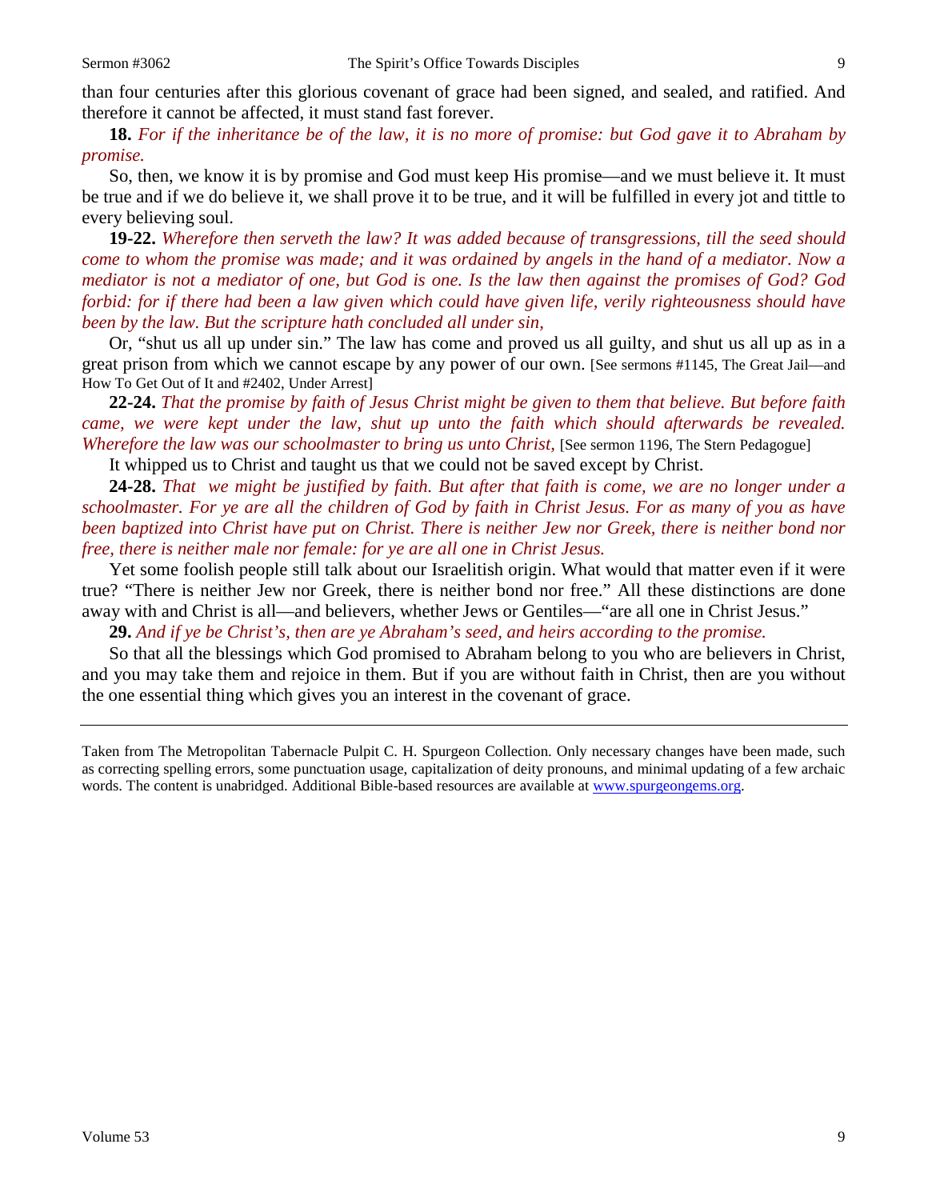than four centuries after this glorious covenant of grace had been signed, and sealed, and ratified. And therefore it cannot be affected, it must stand fast forever.

**18.** *For if the inheritance be of the law, it is no more of promise: but God gave it to Abraham by promise.*

So, then, we know it is by promise and God must keep His promise—and we must believe it. It must be true and if we do believe it, we shall prove it to be true, and it will be fulfilled in every jot and tittle to every believing soul.

**19-22.** *Wherefore then serveth the law? It was added because of transgressions, till the seed should come to whom the promise was made; and it was ordained by angels in the hand of a mediator. Now a mediator is not a mediator of one, but God is one. Is the law then against the promises of God? God forbid: for if there had been a law given which could have given life, verily righteousness should have been by the law. But the scripture hath concluded all under sin,*

Or, "shut us all up under sin." The law has come and proved us all guilty, and shut us all up as in a great prison from which we cannot escape by any power of our own. [See sermons #1145, The Great Jail—and How To Get Out of It and #2402, Under Arrest]

**22-24.** *That the promise by faith of Jesus Christ might be given to them that believe. But before faith came, we were kept under the law, shut up unto the faith which should afterwards be revealed. Wherefore the law was our schoolmaster to bring us unto Christ,* [See sermon 1196, The Stern Pedagogue]

It whipped us to Christ and taught us that we could not be saved except by Christ.

**24-28.** *That we might be justified by faith. But after that faith is come, we are no longer under a schoolmaster. For ye are all the children of God by faith in Christ Jesus. For as many of you as have been baptized into Christ have put on Christ. There is neither Jew nor Greek, there is neither bond nor free, there is neither male nor female: for ye are all one in Christ Jesus.*

Yet some foolish people still talk about our Israelitish origin. What would that matter even if it were true? "There is neither Jew nor Greek, there is neither bond nor free." All these distinctions are done away with and Christ is all—and believers, whether Jews or Gentiles—"are all one in Christ Jesus."

**29.** *And if ye be Christ's, then are ye Abraham's seed, and heirs according to the promise.*

So that all the blessings which God promised to Abraham belong to you who are believers in Christ, and you may take them and rejoice in them. But if you are without faith in Christ, then are you without the one essential thing which gives you an interest in the covenant of grace.

---

Taken from The Metropolitan Tabernacle Pulpit C. H. Spurgeon Collection. Only necessary changes have been made, such as correcting spelling errors, some punctuation usage, capitalization of deity pronouns, and minimal updating of a few archaic words. The content is unabridged. Additional Bible-based resources are available at [www.spurgeongems.org](www.spurgeongems.org).